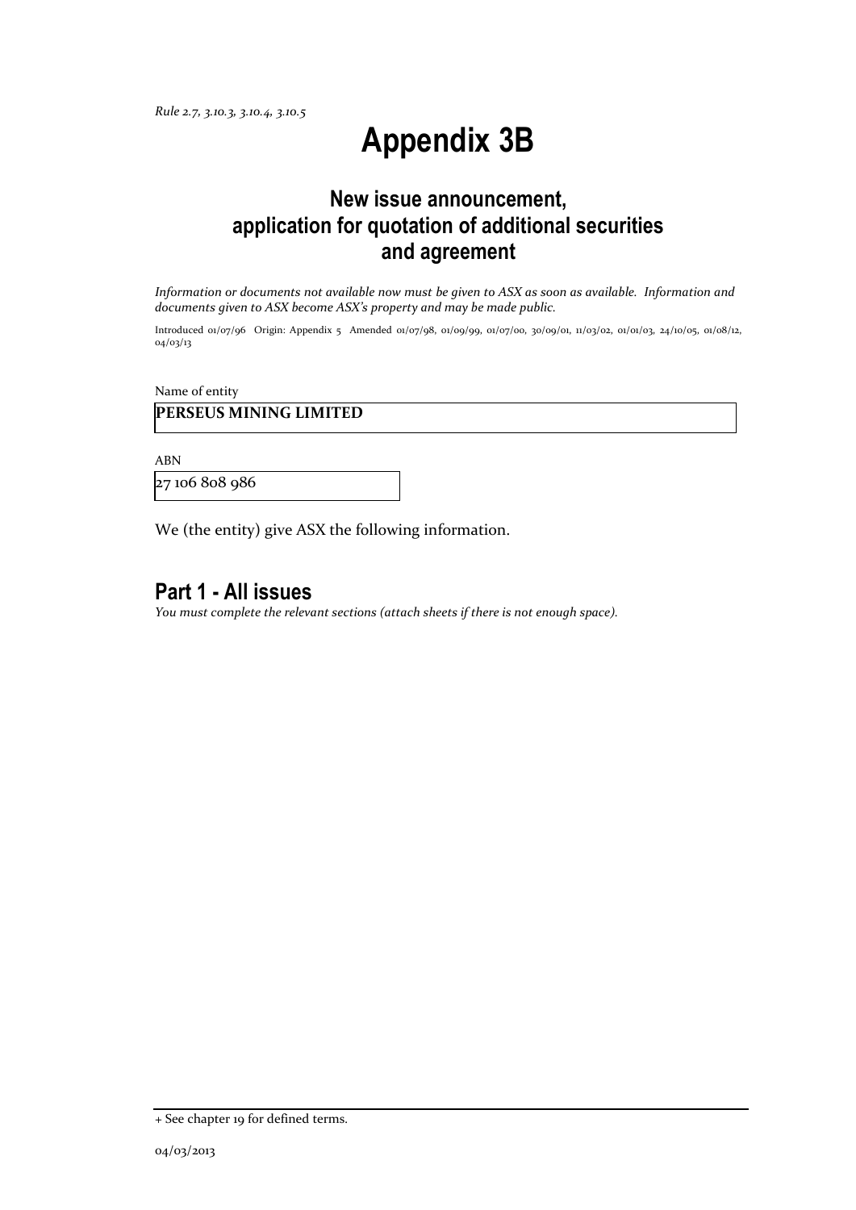*Rule 2.7, 3.10.3, 3.10.4, 3.10.5*

# Appendix 3B

## New issue announcement, application for quotation of additional securities and agreement

*Information or documents not available now must be given to ASX as soon as available. Information and documents given to ASX become ASX's property and may be made public.*

Introduced 01/07/96 Origin: Appendix 5 Amended 01/07/98, 01/09/99, 01/07/00, 30/09/01, 11/03/02, 01/01/03, 24/10/05, 01/08/12, 04/03/13

Name of entity

**PERSEUS MINING LIMITED**

ABN

27 106 808 986

We (the entity) give ASX the following information.

## Part 1 - All issues

*You must complete the relevant sections (attach sheets if there is not enough space).*

+ See chapter 19 for defined terms.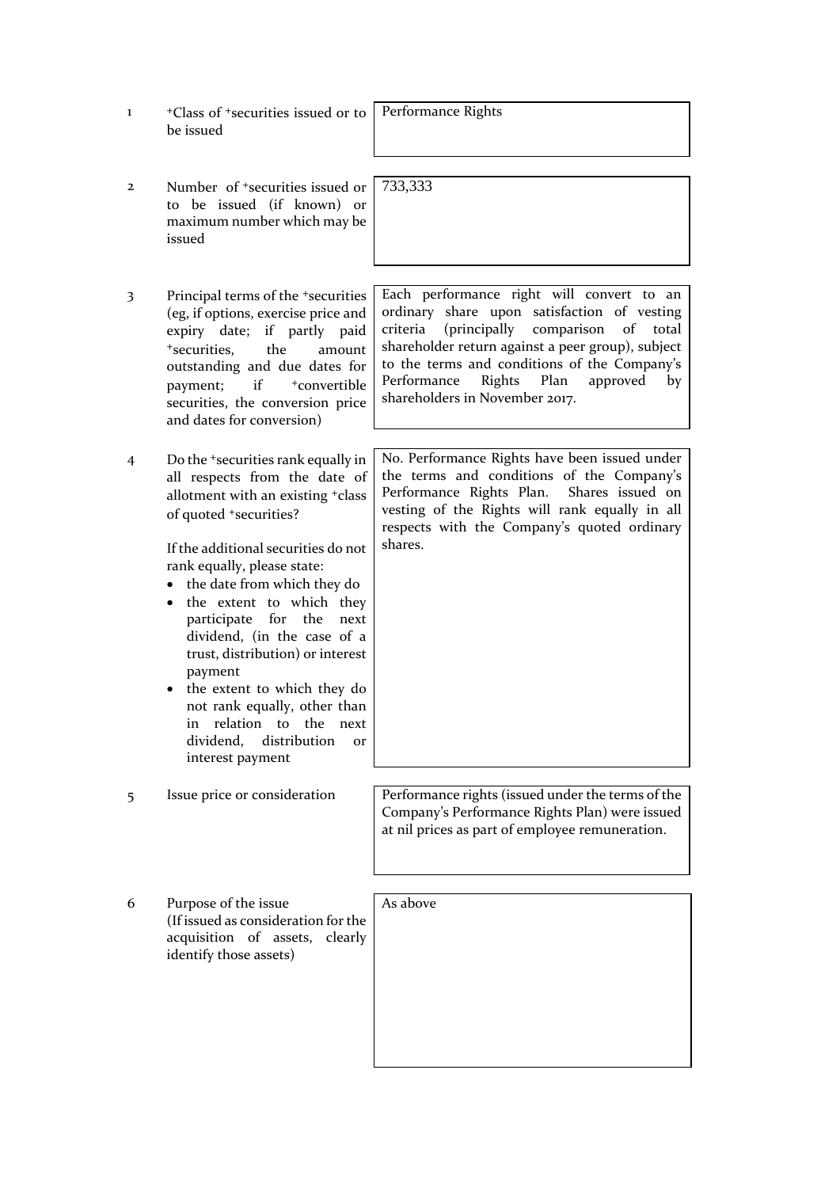| | | |
|---|---|---|
| 1 | +Class of +securities issued or to be issued | Performance Rights |
| 2 | Number of +securities issued or to be issued (if known) or maximum number which may be issued | 733,333 |
| 3 | Principal terms of the +securities (eg, if options, exercise price and expiry date; if partly paid +securities, the amount outstanding and due dates for payment; if +convertible securities, the conversion price and dates for conversion) | Each performance right will convert to an ordinary share upon satisfaction of vesting criteria (principally comparison of total shareholder return against a peer group), subject to the terms and conditions of the Company's Performance Rights Plan approved by shareholders in November 2017. |
| 4 | Do the +securities rank equally in all respects from the date of allotment with an existing +class of quoted +securities?<br><br>If the additional securities do not rank equally, please state:<br>• the date from which they do<br>• the extent to which they participate for the next dividend, (in the case of a trust, distribution) or interest payment<br>• the extent to which they do not rank equally, other than in relation to the next dividend, distribution or interest payment | No. Performance Rights have been issued under the terms and conditions of the Company's Performance Rights Plan. Shares issued on vesting of the Rights will rank equally in all respects with the Company's quoted ordinary shares. |
| 5 | Issue price or consideration | Performance rights (issued under the terms of the Company's Performance Rights Plan) were issued at nil prices as part of employee remuneration. |
| 6 | Purpose of the issue<br>(If issued as consideration for the acquisition of assets, clearly identify those assets) | As above |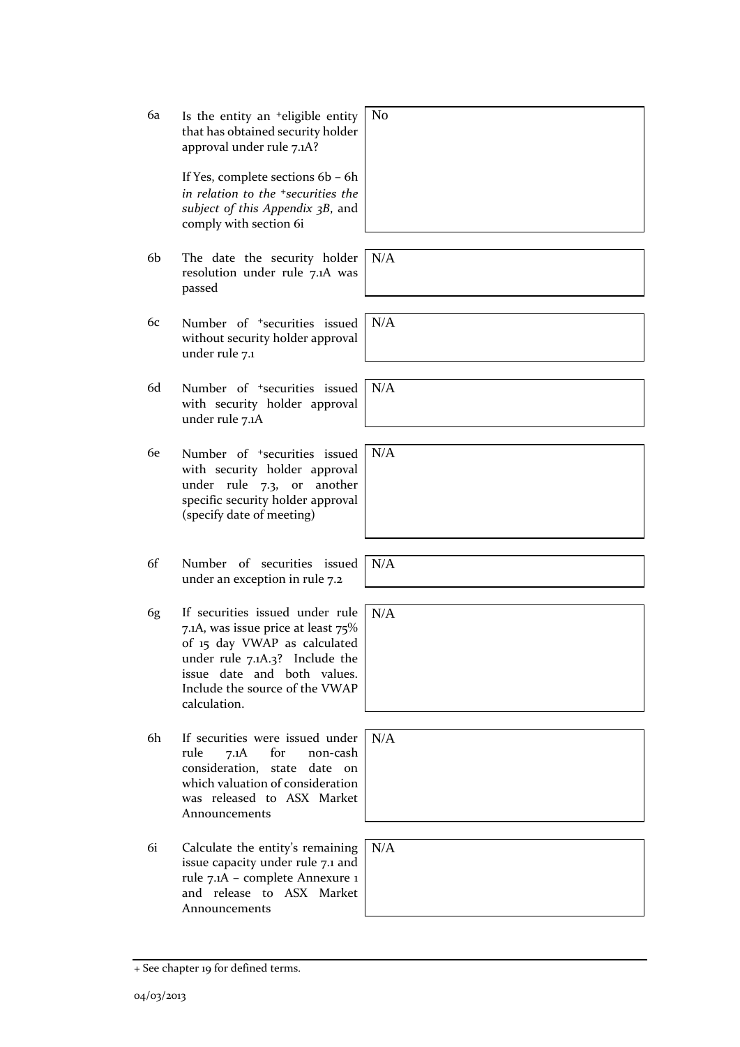| | | |
|---|---|---|
| 6a | Is the entity an +eligible entity that has obtained security holder approval under rule 7.1A?<br><br>If Yes, complete sections 6b – 6h *in relation to the +securities the subject of this Appendix 3B*, and comply with section 6i | No |
| 6b | The date the security holder resolution under rule 7.1A was passed | N/A |
| 6c | Number of +securities issued without security holder approval under rule 7.1 | N/A |
| 6d | Number of +securities issued with security holder approval under rule 7.1A | N/A |
| 6e | Number of +securities issued with security holder approval under rule 7.3, or another specific security holder approval (specify date of meeting) | N/A |
| 6f | Number of securities issued under an exception in rule 7.2 | N/A |
| 6g | If securities issued under rule 7.1A, was issue price at least 75% of 15 day VWAP as calculated under rule 7.1A.3? Include the issue date and both values. Include the source of the VWAP calculation. | N/A |
| 6h | If securities were issued under rule 7.1A for non-cash consideration, state date on which valuation of consideration was released to ASX Market Announcements | N/A |
| 6i | Calculate the entity's remaining issue capacity under rule 7.1 and rule 7.1A – complete Annexure 1 and release to ASX Market Announcements | N/A |

+ See chapter 19 for defined terms.

04/03/2013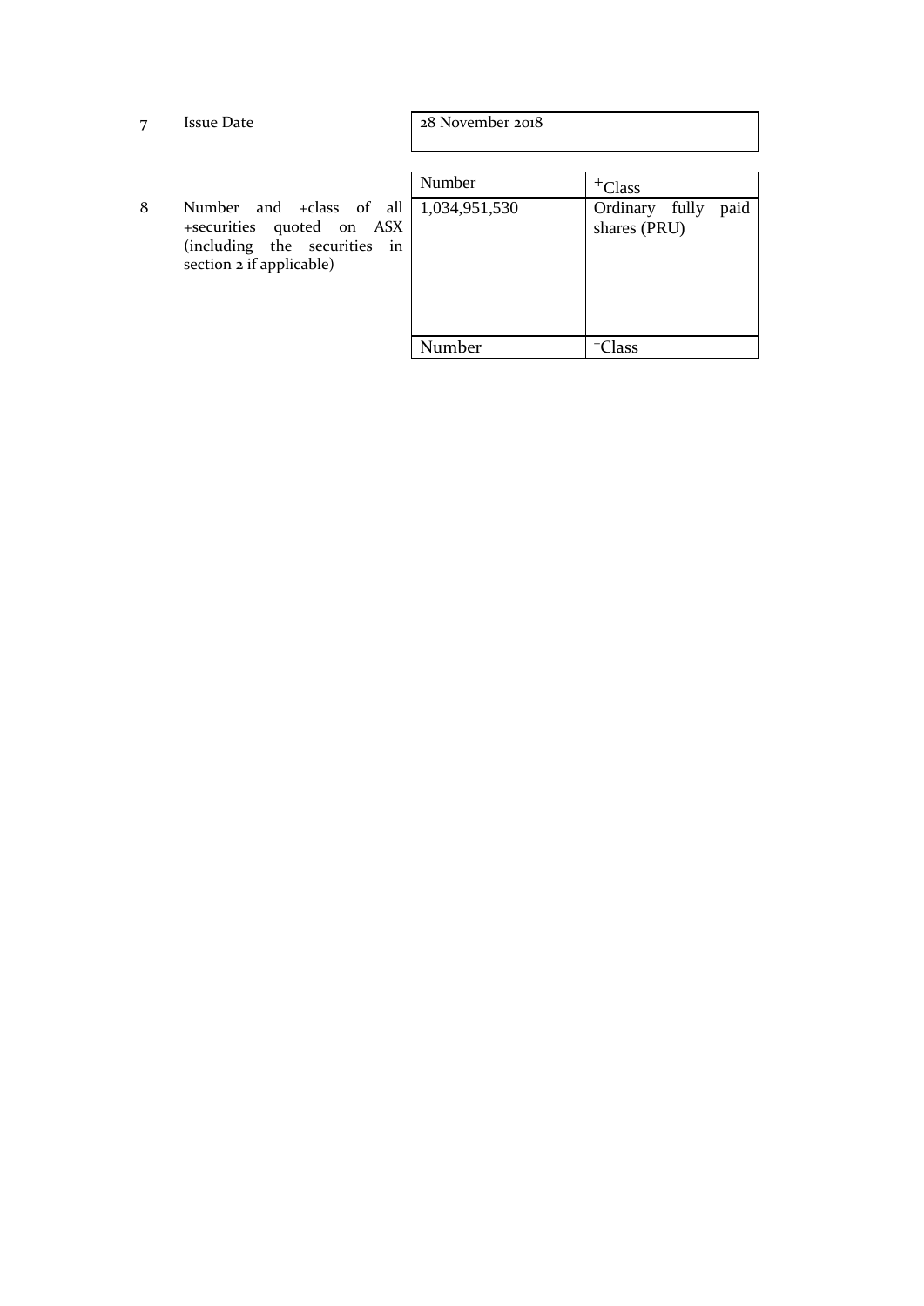| | | |
|---|---|---|
| 7 | Issue Date | 28 November 2018 |

| | | Number | +Class |
|---|---|---|---|
| 8 | Number and +class of all +securities quoted on ASX (including the securities in section 2 if applicable) | 1,034,951,530 | Ordinary fully paid shares (PRU) |
| | | Number | +Class |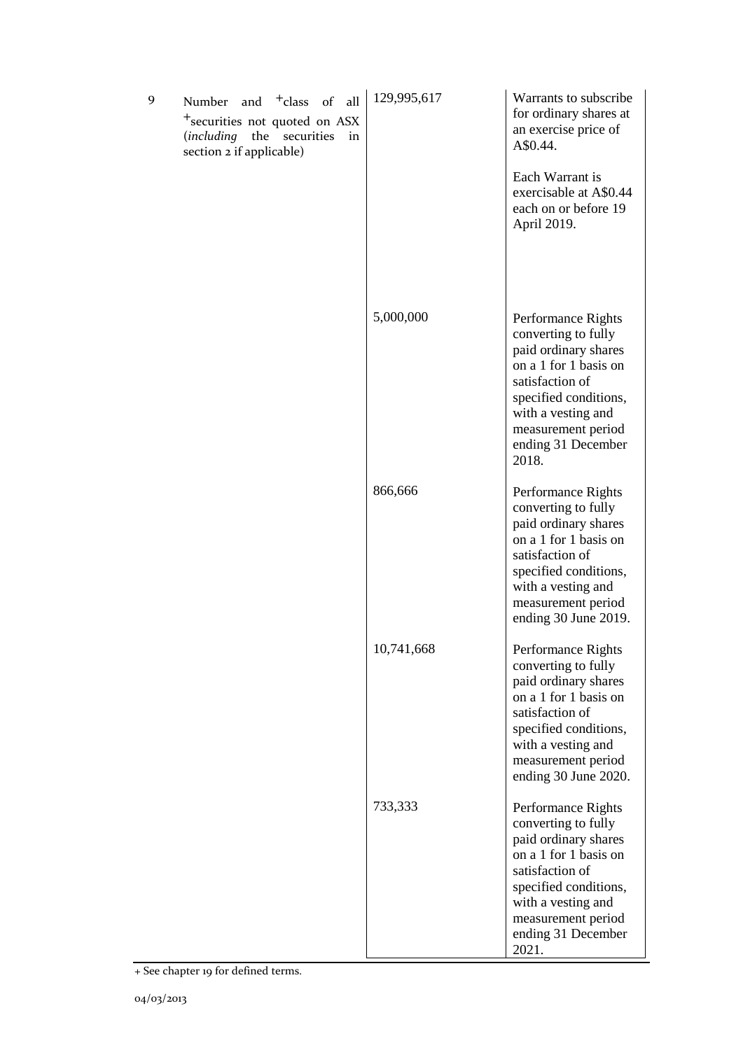| 9 | Number and +class of all +securities not quoted on ASX (*including* the securities in section 2 if applicable) | 129,995,617 | Warrants to subscribe for ordinary shares at an exercise price of A$0.44.<br><br>Each Warrant is exercisable at A$0.44 each on or before 19 April 2019. |
|---|---|---|---|
| | | 5,000,000 | Performance Rights converting to fully paid ordinary shares on a 1 for 1 basis on satisfaction of specified conditions, with a vesting and measurement period ending 31 December 2018. |
| | | 866,666 | Performance Rights converting to fully paid ordinary shares on a 1 for 1 basis on satisfaction of specified conditions, with a vesting and measurement period ending 30 June 2019. |
| | | 10,741,668 | Performance Rights converting to fully paid ordinary shares on a 1 for 1 basis on satisfaction of specified conditions, with a vesting and measurement period ending 30 June 2020. |
| | | 733,333 | Performance Rights converting to fully paid ordinary shares on a 1 for 1 basis on satisfaction of specified conditions, with a vesting and measurement period ending 31 December 2021. |

+ See chapter 19 for defined terms.

04/03/2013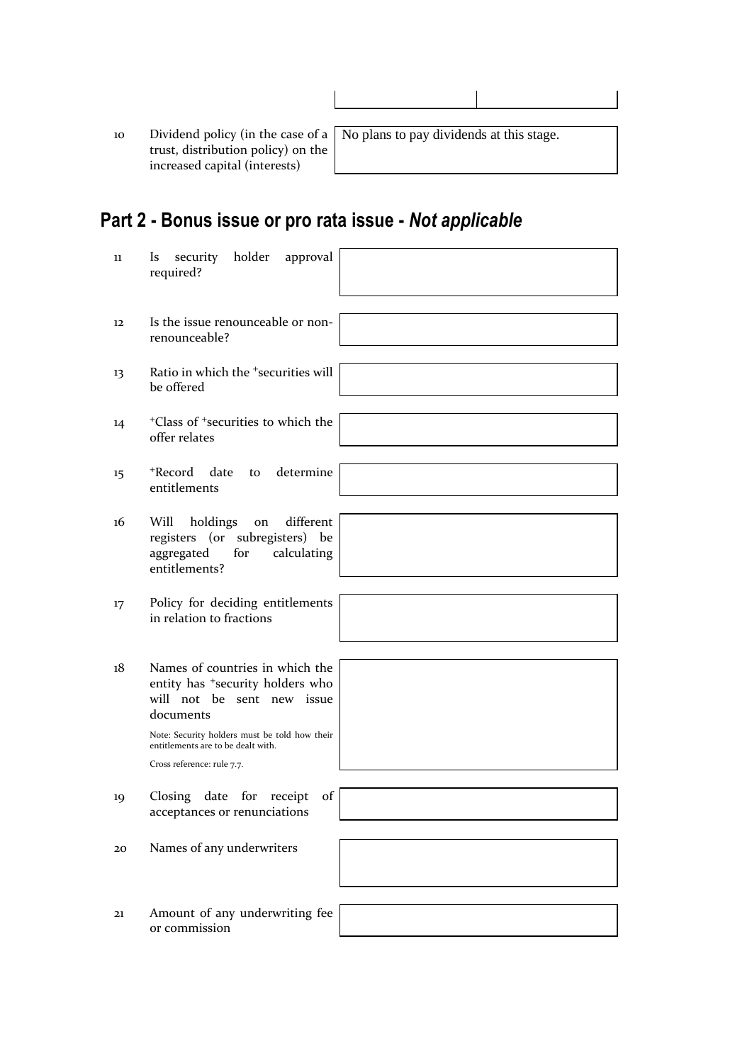| | | |
|---|---|---|
| | | |

| | | |
|---|---|---|
| 10 | Dividend policy (in the case of a trust, distribution policy) on the increased capital (interests) | No plans to pay dividends at this stage. |

## Part 2 - Bonus issue or pro rata issue - *Not applicable*

| | | |
|---|---|---|
| 11 | Is security holder approval required? | |
| 12 | Is the issue renounceable or non-renounceable? | |
| 13 | Ratio in which the +securities will be offered | |
| 14 | +Class of +securities to which the offer relates | |
| 15 | +Record date to determine entitlements | |
| 16 | Will holdings on different registers (or subregisters) be aggregated for calculating entitlements? | |
| 17 | Policy for deciding entitlements in relation to fractions | |
| 18 | Names of countries in which the entity has +security holders who will not be sent new issue documents<br><br>Note: Security holders must be told how their entitlements are to be dealt with.<br><br>Cross reference: rule 7.7. | |
| 19 | Closing date for receipt of acceptances or renunciations | |
| 20 | Names of any underwriters | |
| 21 | Amount of any underwriting fee or commission | |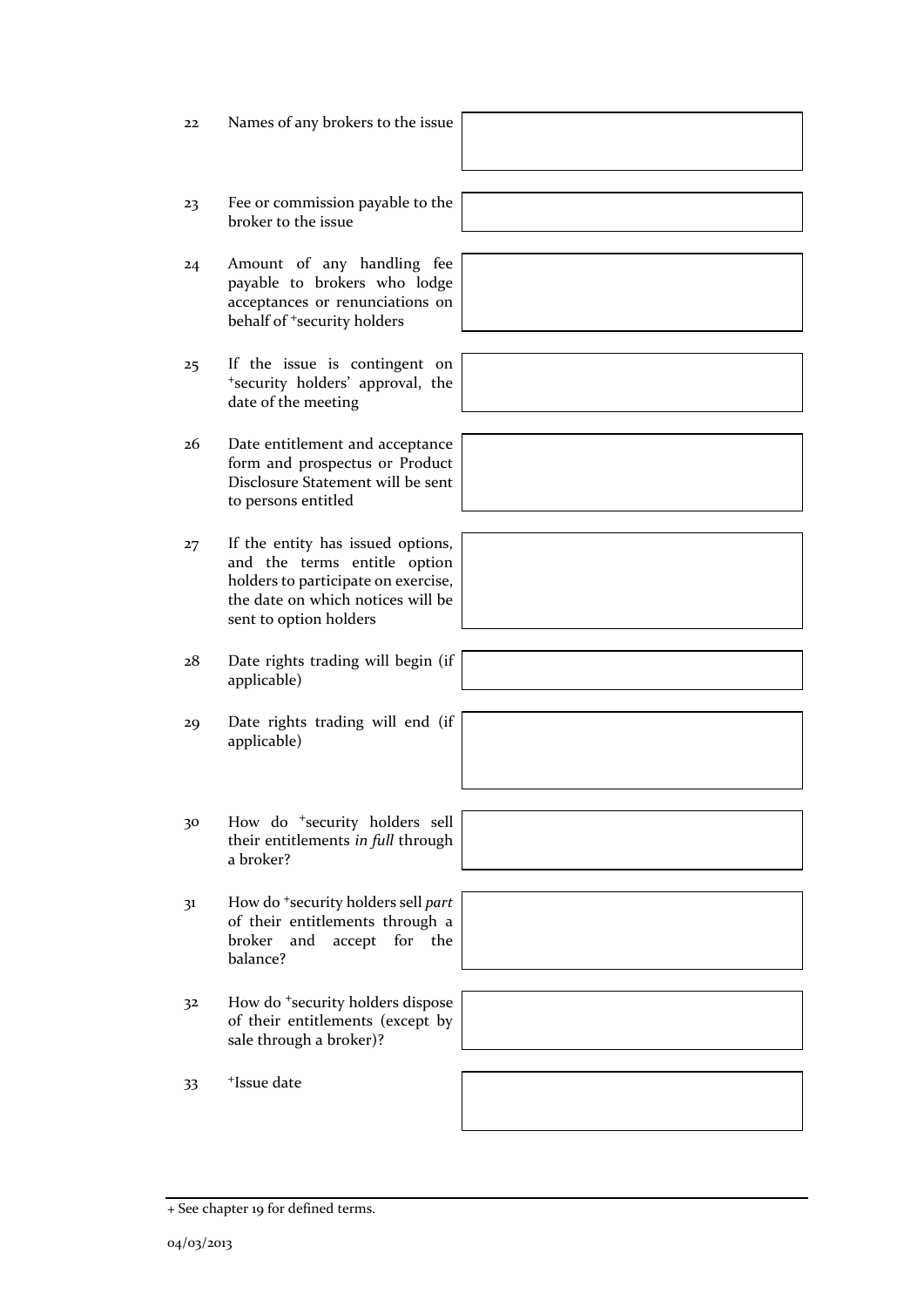| | | |
|---|---|---|
| 22 | Names of any brokers to the issue | |
| 23 | Fee or commission payable to the broker to the issue | |
| 24 | Amount of any handling fee payable to brokers who lodge acceptances or renunciations on behalf of +security holders | |
| 25 | If the issue is contingent on +security holders' approval, the date of the meeting | |
| 26 | Date entitlement and acceptance form and prospectus or Product Disclosure Statement will be sent to persons entitled | |
| 27 | If the entity has issued options, and the terms entitle option holders to participate on exercise, the date on which notices will be sent to option holders | |
| 28 | Date rights trading will begin (if applicable) | |
| 29 | Date rights trading will end (if applicable) | |
| 30 | How do +security holders sell their entitlements *in full* through a broker? | |
| 31 | How do +security holders sell *part* of their entitlements through a broker and accept for the balance? | |
| 32 | How do +security holders dispose of their entitlements (except by sale through a broker)? | |
| 33 | +Issue date | |

+ See chapter 19 for defined terms.

04/03/2013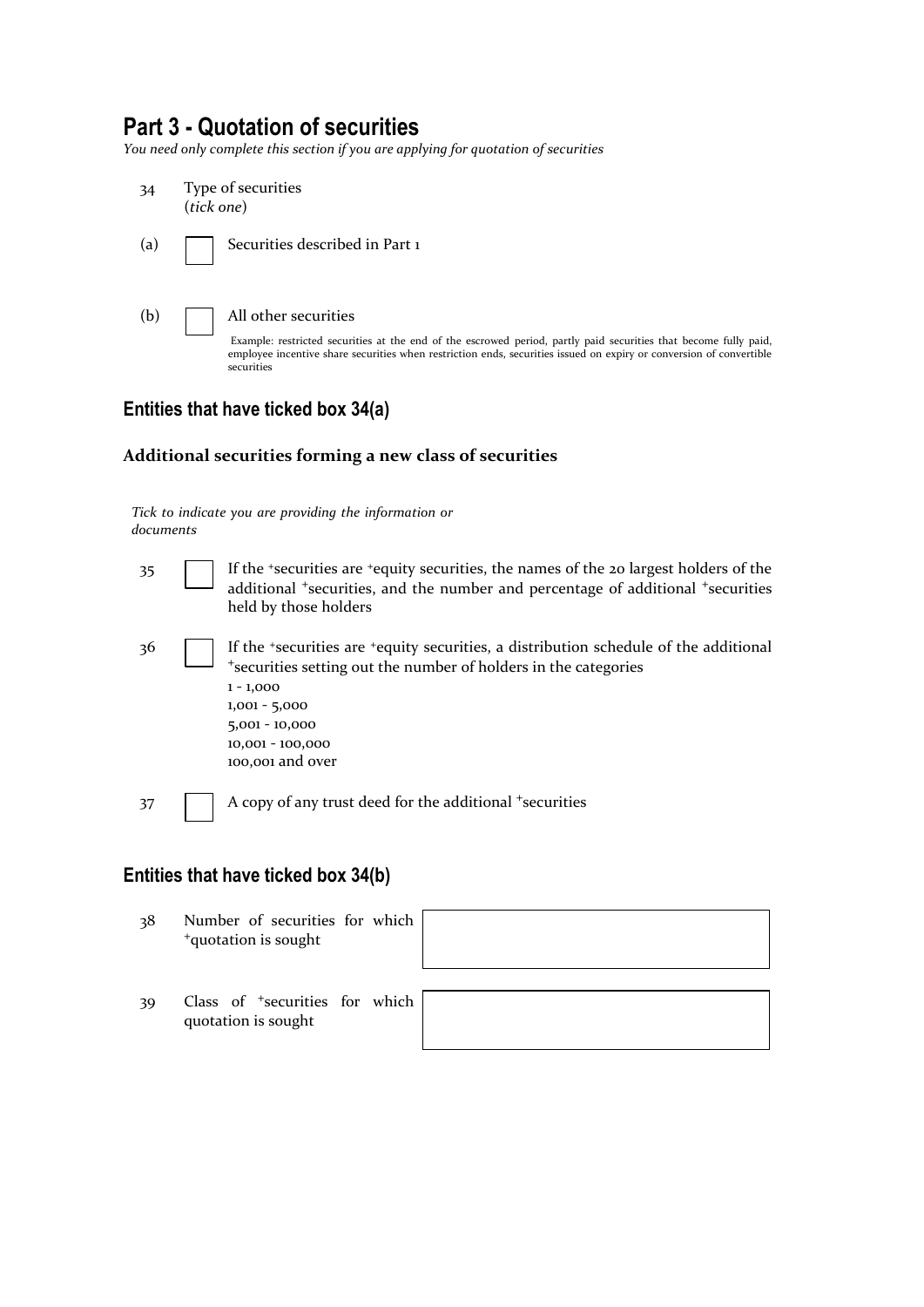## Part 3 - Quotation of securities

*You need only complete this section if you are applying for quotation of securities*

34 Type of securities
(*tick one*)

(a) ☐ Securities described in Part 1

(b) ☐ All other securities

Example: restricted securities at the end of the escrowed period, partly paid securities that become fully paid, employee incentive share securities when restriction ends, securities issued on expiry or conversion of convertible securities

### Entities that have ticked box 34(a)

**Additional securities forming a new class of securities**

*Tick to indicate you are providing the information or documents*

35 ☐ If the +securities are +equity securities, the names of the 20 largest holders of the additional +securities, and the number and percentage of additional +securities held by those holders

36 ☐ If the +securities are +equity securities, a distribution schedule of the additional +securities setting out the number of holders in the categories
1 - 1,000
1,001 - 5,000
5,001 - 10,000
10,001 - 100,000
100,001 and over

37 ☐ A copy of any trust deed for the additional +securities

### Entities that have ticked box 34(b)

| | | |
|---|---|---|
| 38 | Number of securities for which +quotation is sought | |
| 39 | Class of +securities for which quotation is sought | |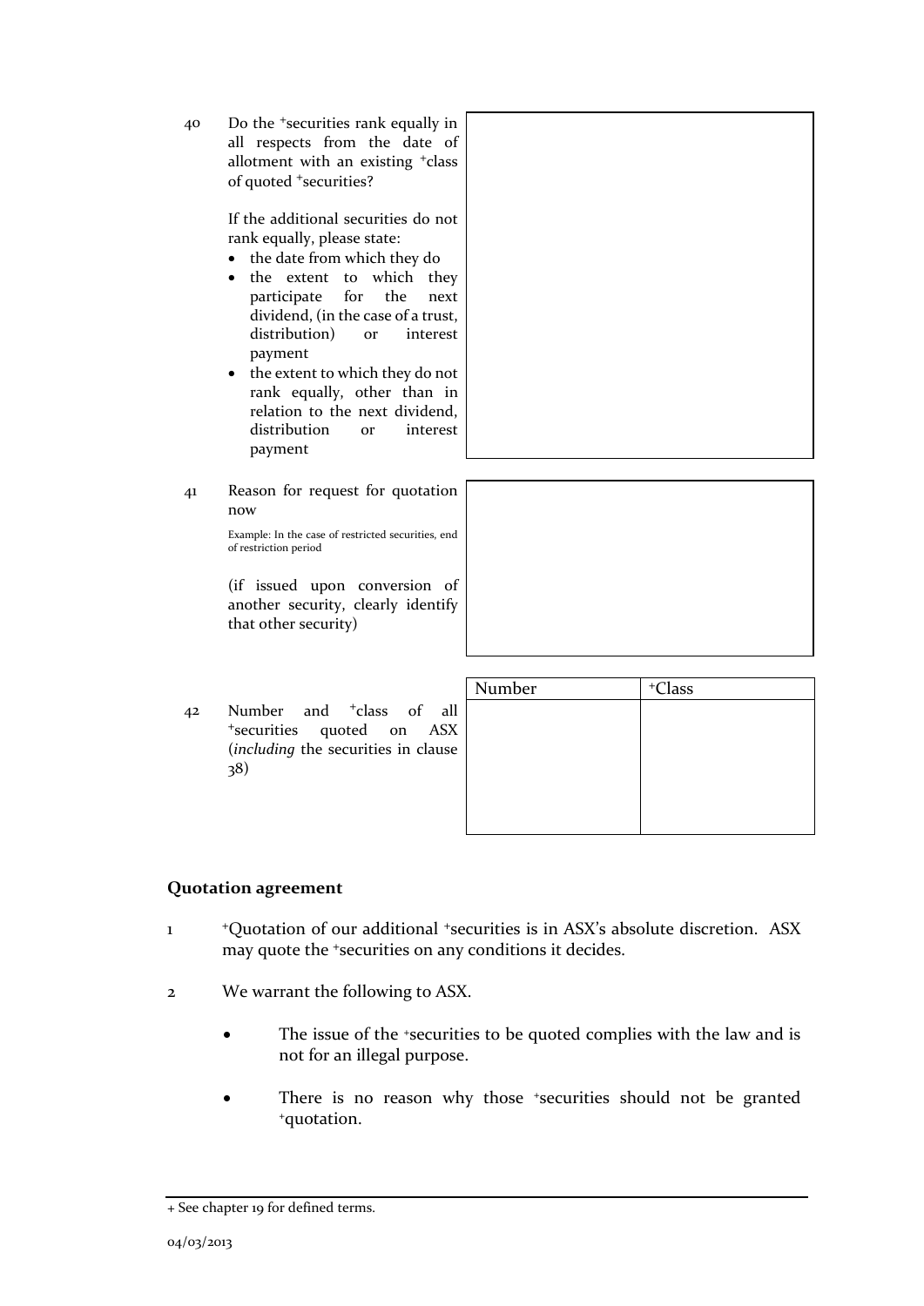40 Do the +securities rank equally in all respects from the date of allotment with an existing +class of quoted +securities?

If the additional securities do not rank equally, please state:

- the date from which they do
- the extent to which they participate for the next dividend, (in the case of a trust, distribution) or interest payment
- the extent to which they do not rank equally, other than in relation to the next dividend, distribution or interest payment

41 Reason for request for quotation now

Example: In the case of restricted securities, end of restriction period

(if issued upon conversion of another security, clearly identify that other security)

42 Number and +class of all +securities quoted on ASX (*including* the securities in clause 38)

| Number | +Class |
|---|---|
| | |

## Quotation agreement

1 +Quotation of our additional +securities is in ASX's absolute discretion. ASX may quote the +securities on any conditions it decides.

2 We warrant the following to ASX.

- The issue of the +securities to be quoted complies with the law and is not for an illegal purpose.
- There is no reason why those +securities should not be granted +quotation.

+ See chapter 19 for defined terms.

04/03/2013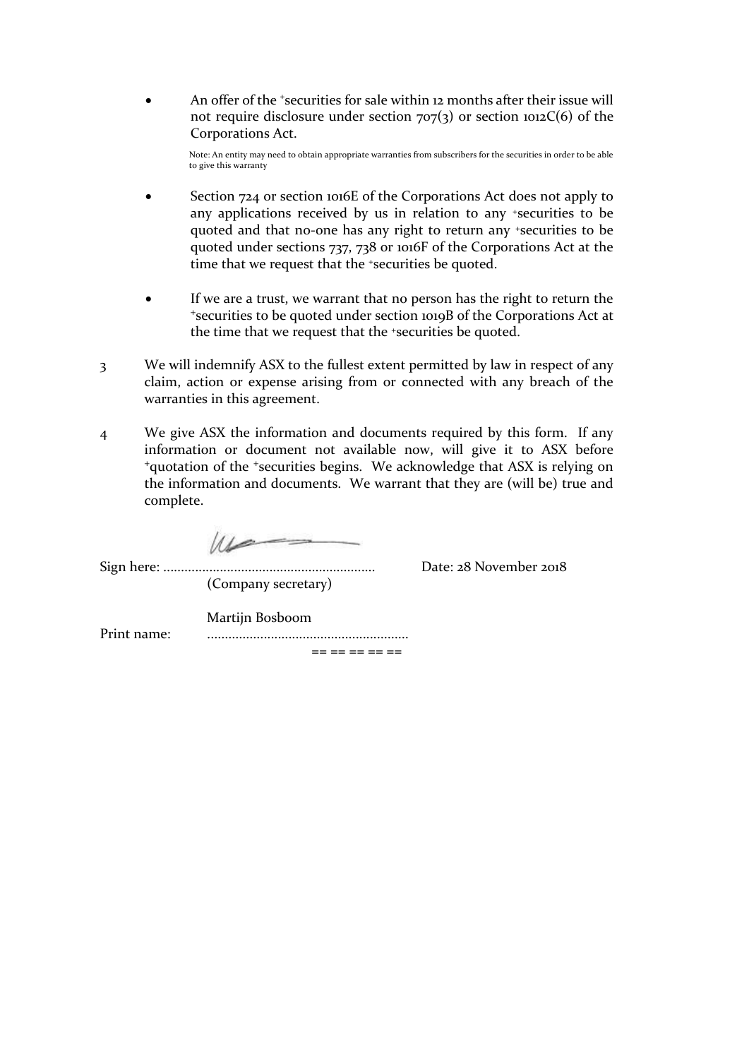- An offer of the +securities for sale within 12 months after their issue will not require disclosure under section 707(3) or section 1012C(6) of the Corporations Act.

  Note: An entity may need to obtain appropriate warranties from subscribers for the securities in order to be able to give this warranty

- Section 724 or section 1016E of the Corporations Act does not apply to any applications received by us in relation to any +securities to be quoted and that no-one has any right to return any +securities to be quoted under sections 737, 738 or 1016F of the Corporations Act at the time that we request that the +securities be quoted.

- If we are a trust, we warrant that no person has the right to return the +securities to be quoted under section 1019B of the Corporations Act at the time that we request that the +securities be quoted.

3 We will indemnify ASX to the fullest extent permitted by law in respect of any claim, action or expense arising from or connected with any breach of the warranties in this agreement.

4 We give ASX the information and documents required by this form. If any information or document not available now, will give it to ASX before +quotation of the +securities begins. We acknowledge that ASX is relying on the information and documents. We warrant that they are (will be) true and complete.

Sign here: ............................................................ Date: 28 November 2018
(Company secretary)

Print name: Martijn Bosboom

== == == == ==